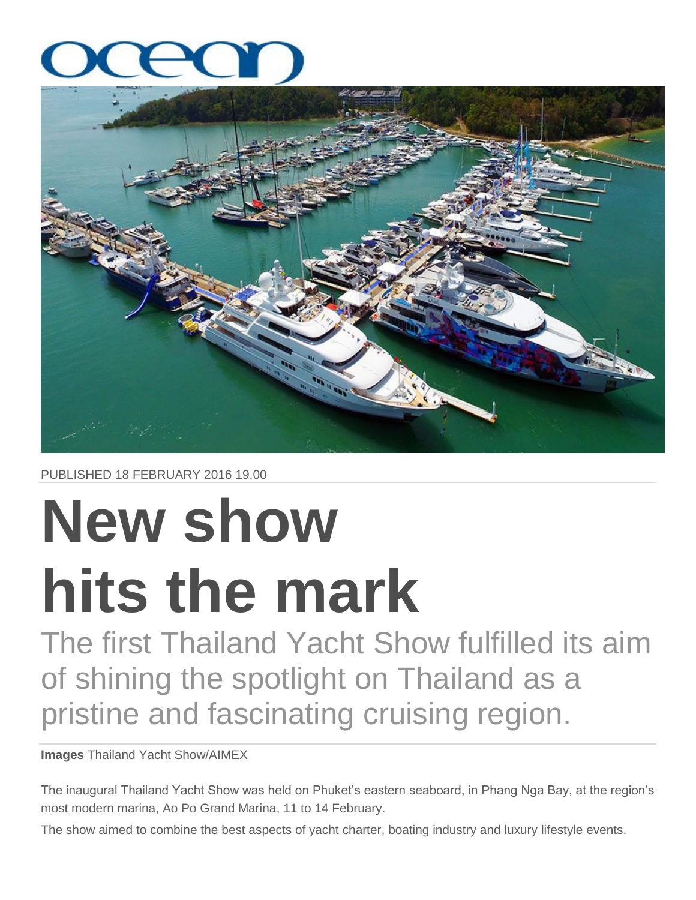ocean

PUBLISHED 18 FEBRUARY 2016 19.00

# New show hits the mark

## The first Thailand Yacht Show fulfilled its aim of shining the spotlight on Thailand as a pristine and fascinating cruising region.

**Images** Thailand Yacht Show/AIMEX

The inaugural Thailand Yacht Show was held on Phuket's eastern seaboard, in Phang Nga Bay, at the region's most modern marina, Ao Po Grand Marina, 11 to 14 February.

The show aimed to combine the best aspects of yacht charter, boating industry and luxury lifestyle events.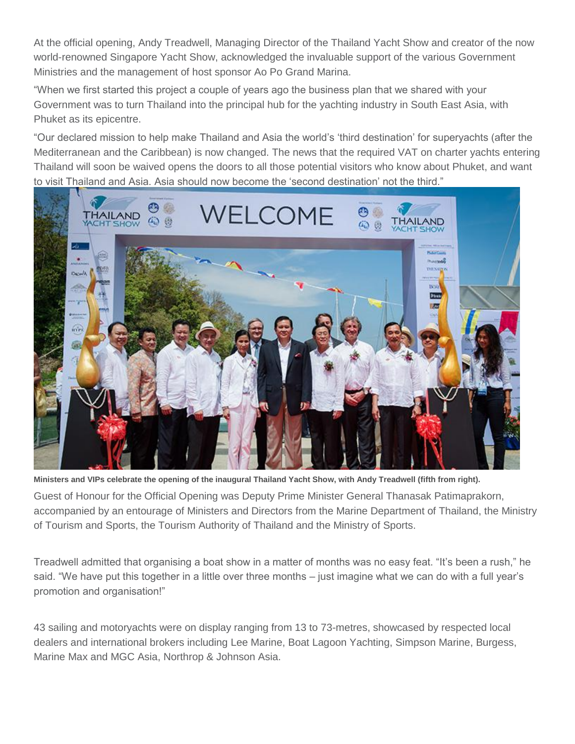At the official opening, Andy Treadwell, Managing Director of the Thailand Yacht Show and creator of the now world-renowned Singapore Yacht Show, acknowledged the invaluable support of the various Government Ministries and the management of host sponsor Ao Po Grand Marina.

“When we first started this project a couple of years ago the business plan that we shared with your Government was to turn Thailand into the principal hub for the yachting industry in South East Asia, with Phuket as its epicentre.

“Our declared mission to help make Thailand and Asia the world’s ‘third destination’ for superyachts (after the Mediterranean and the Caribbean) is now changed. The news that the required VAT on charter yachts entering Thailand will soon be waived opens the doors to all those potential visitors who know about Phuket, and want to visit Thailand and Asia. Asia should now become the ‘second destination’ not the third.”

**Ministers and VIPs celebrate the opening of the inaugural Thailand Yacht Show, with Andy Treadwell (fifth from right).**

Guest of Honour for the Official Opening was Deputy Prime Minister General Thanasak Patimaprakorn, accompanied by an entourage of Ministers and Directors from the Marine Department of Thailand, the Ministry of Tourism and Sports, the Tourism Authority of Thailand and the Ministry of Sports.

Treadwell admitted that organising a boat show in a matter of months was no easy feat. “It’s been a rush,” he said. “We have put this together in a little over three months – just imagine what we can do with a full year’s promotion and organisation!”

43 sailing and motoryachts were on display ranging from 13 to 73-metres, showcased by respected local dealers and international brokers including Lee Marine, Boat Lagoon Yachting, Simpson Marine, Burgess, Marine Max and MGC Asia, Northrop & Johnson Asia.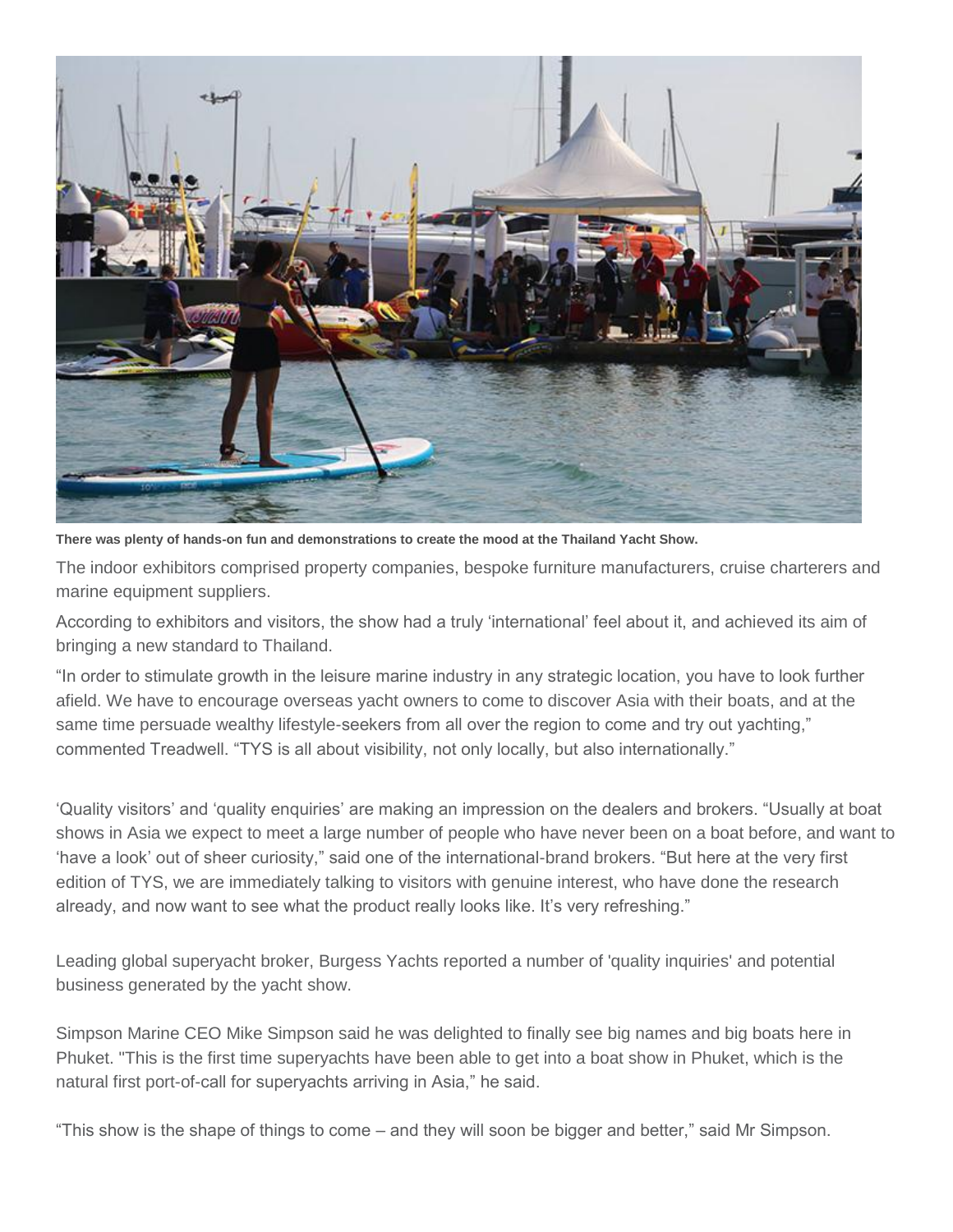**There was plenty of hands-on fun and demonstrations to create the mood at the Thailand Yacht Show.**

The indoor exhibitors comprised property companies, bespoke furniture manufacturers, cruise charterers and marine equipment suppliers.

According to exhibitors and visitors, the show had a truly 'international' feel about it, and achieved its aim of bringing a new standard to Thailand.

"In order to stimulate growth in the leisure marine industry in any strategic location, you have to look further afield. We have to encourage overseas yacht owners to come to discover Asia with their boats, and at the same time persuade wealthy lifestyle-seekers from all over the region to come and try out yachting," commented Treadwell. "TYS is all about visibility, not only locally, but also internationally."

'Quality visitors' and 'quality enquiries' are making an impression on the dealers and brokers. "Usually at boat shows in Asia we expect to meet a large number of people who have never been on a boat before, and want to 'have a look' out of sheer curiosity," said one of the international-brand brokers. "But here at the very first edition of TYS, we are immediately talking to visitors with genuine interest, who have done the research already, and now want to see what the product really looks like. It's very refreshing."

Leading global superyacht broker, Burgess Yachts reported a number of 'quality inquiries' and potential business generated by the yacht show.

Simpson Marine CEO Mike Simpson said he was delighted to finally see big names and big boats here in Phuket. "This is the first time superyachts have been able to get into a boat show in Phuket, which is the natural first port-of-call for superyachts arriving in Asia," he said.

"This show is the shape of things to come – and they will soon be bigger and better," said Mr Simpson.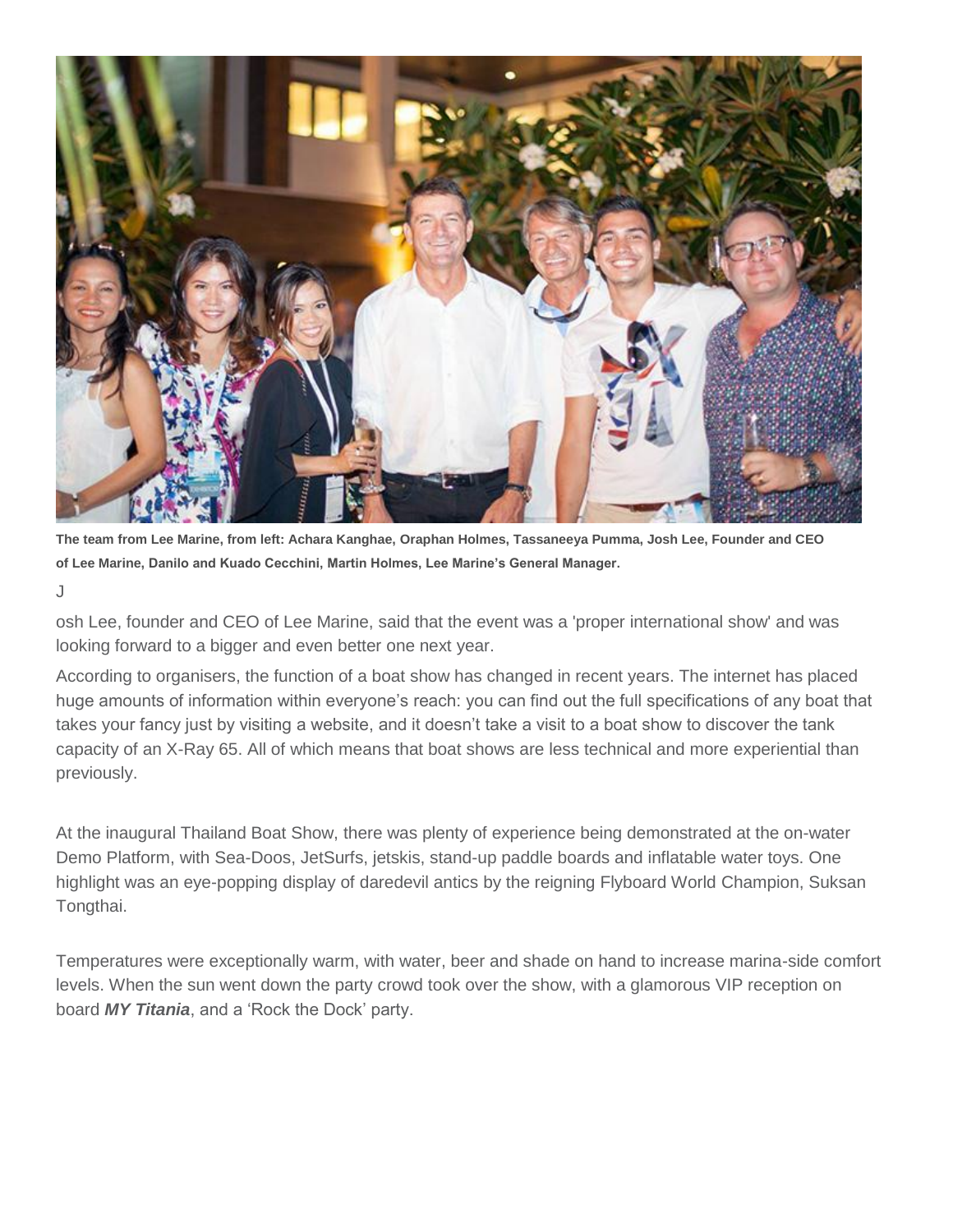**The team from Lee Marine, from left: Achara Kanghae, Oraphan Holmes, Tassaneeya Pumma, Josh Lee, Founder and CEO of Lee Marine, Danilo and Kuado Cecchini, Martin Holmes, Lee Marine's General Manager.**

Josh Lee, founder and CEO of Lee Marine, said that the event was a 'proper international show' and was looking forward to a bigger and even better one next year.

According to organisers, the function of a boat show has changed in recent years. The internet has placed huge amounts of information within everyone's reach: you can find out the full specifications of any boat that takes your fancy just by visiting a website, and it doesn't take a visit to a boat show to discover the tank capacity of an X-Ray 65. All of which means that boat shows are less technical and more experiential than previously.

At the inaugural Thailand Boat Show, there was plenty of experience being demonstrated at the on-water Demo Platform, with Sea-Doos, JetSurfs, jetskis, stand-up paddle boards and inflatable water toys. One highlight was an eye-popping display of daredevil antics by the reigning Flyboard World Champion, Suksan Tongthai.

Temperatures were exceptionally warm, with water, beer and shade on hand to increase marina-side comfort levels. When the sun went down the party crowd took over the show, with a glamorous VIP reception on board ***MY Titania***, and a 'Rock the Dock' party.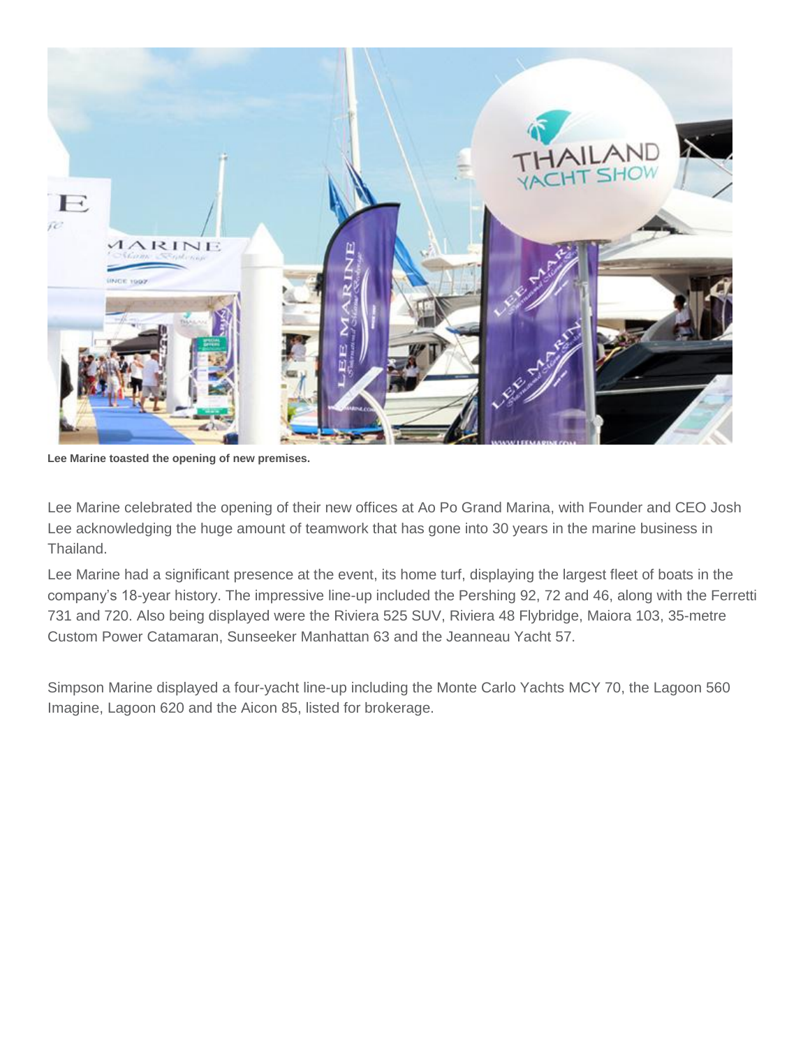**Lee Marine toasted the opening of new premises.**

Lee Marine celebrated the opening of their new offices at Ao Po Grand Marina, with Founder and CEO Josh Lee acknowledging the huge amount of teamwork that has gone into 30 years in the marine business in Thailand.

Lee Marine had a significant presence at the event, its home turf, displaying the largest fleet of boats in the company's 18-year history. The impressive line-up included the Pershing 92, 72 and 46, along with the Ferretti 731 and 720. Also being displayed were the Riviera 525 SUV, Riviera 48 Flybridge, Maiora 103, 35-metre Custom Power Catamaran, Sunseeker Manhattan 63 and the Jeanneau Yacht 57.

Simpson Marine displayed a four-yacht line-up including the Monte Carlo Yachts MCY 70, the Lagoon 560 Imagine, Lagoon 620 and the Aicon 85, listed for brokerage.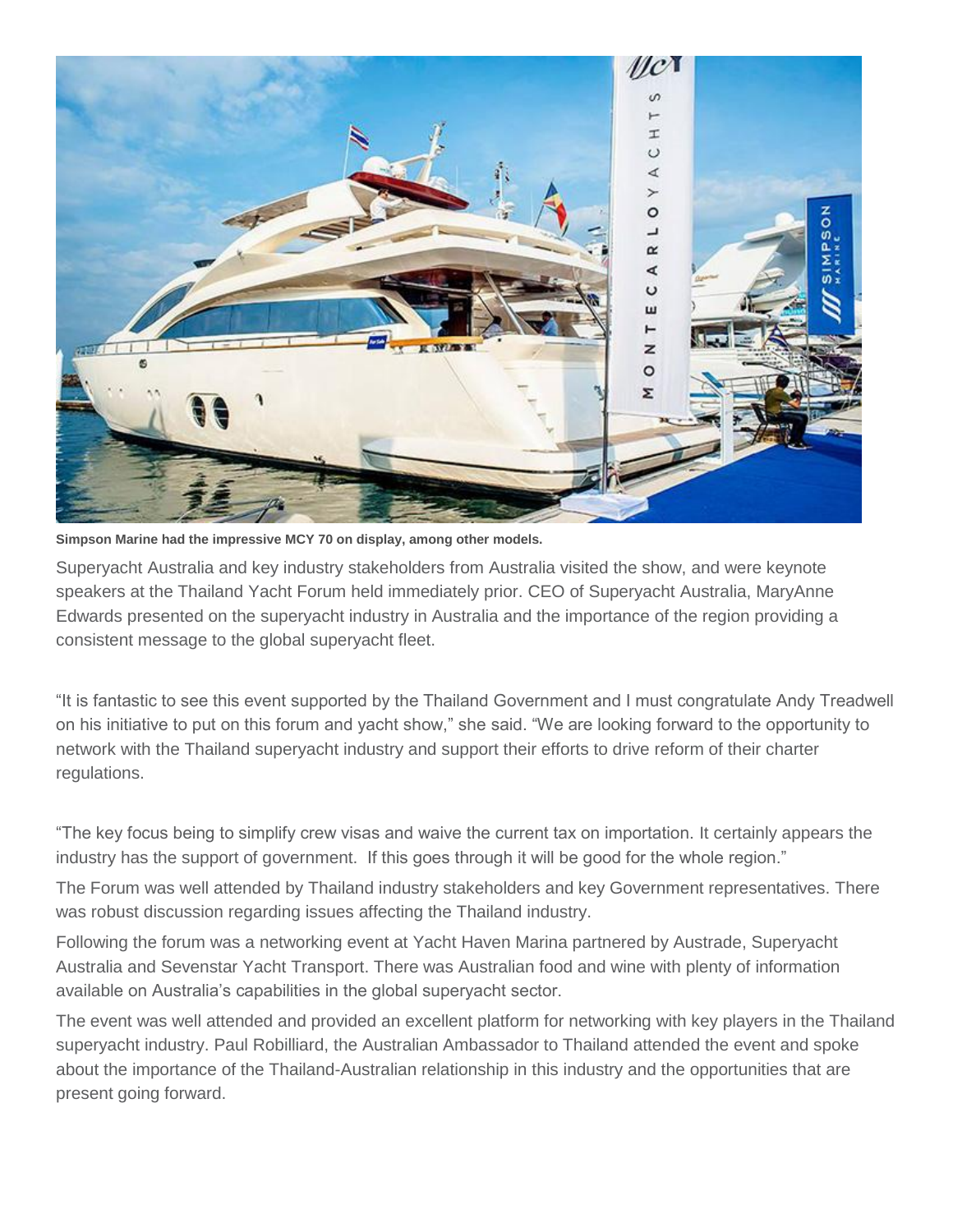**Simpson Marine had the impressive MCY 70 on display, among other models.**

Superyacht Australia and key industry stakeholders from Australia visited the show, and were keynote speakers at the Thailand Yacht Forum held immediately prior. CEO of Superyacht Australia, MaryAnne Edwards presented on the superyacht industry in Australia and the importance of the region providing a consistent message to the global superyacht fleet.

"It is fantastic to see this event supported by the Thailand Government and I must congratulate Andy Treadwell on his initiative to put on this forum and yacht show," she said. "We are looking forward to the opportunity to network with the Thailand superyacht industry and support their efforts to drive reform of their charter regulations.

"The key focus being to simplify crew visas and waive the current tax on importation. It certainly appears the industry has the support of government. If this goes through it will be good for the whole region."

The Forum was well attended by Thailand industry stakeholders and key Government representatives. There was robust discussion regarding issues affecting the Thailand industry.

Following the forum was a networking event at Yacht Haven Marina partnered by Austrade, Superyacht Australia and Sevenstar Yacht Transport. There was Australian food and wine with plenty of information available on Australia's capabilities in the global superyacht sector.

The event was well attended and provided an excellent platform for networking with key players in the Thailand superyacht industry. Paul Robilliard, the Australian Ambassador to Thailand attended the event and spoke about the importance of the Thailand-Australian relationship in this industry and the opportunities that are present going forward.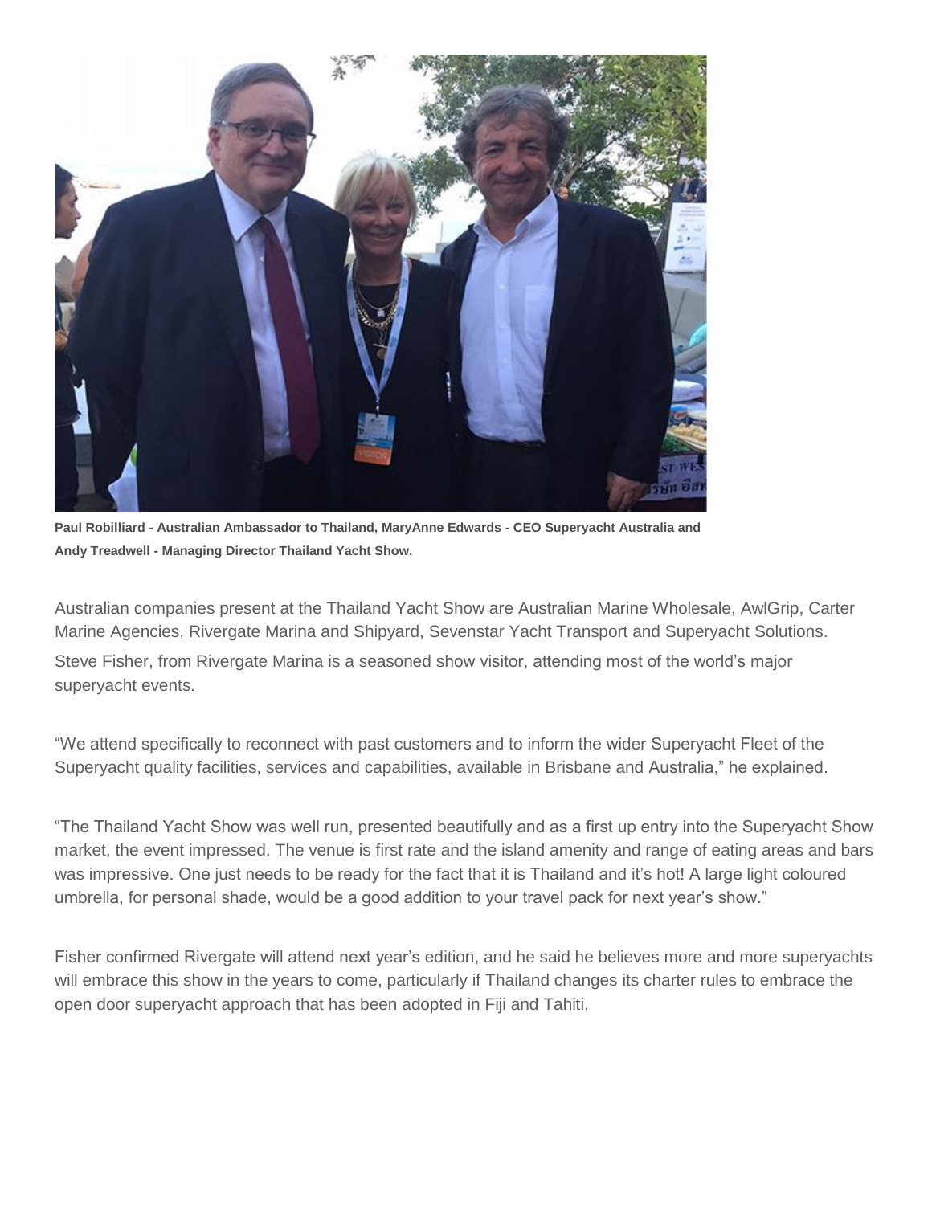**Paul Robilliard - Australian Ambassador to Thailand, MaryAnne Edwards - CEO Superyacht Australia and Andy Treadwell - Managing Director Thailand Yacht Show.**

Australian companies present at the Thailand Yacht Show are Australian Marine Wholesale, AwlGrip, Carter Marine Agencies, Rivergate Marina and Shipyard, Sevenstar Yacht Transport and Superyacht Solutions.

Steve Fisher, from Rivergate Marina is a seasoned show visitor, attending most of the world's major superyacht events.

"We attend specifically to reconnect with past customers and to inform the wider Superyacht Fleet of the Superyacht quality facilities, services and capabilities, available in Brisbane and Australia," he explained.

"The Thailand Yacht Show was well run, presented beautifully and as a first up entry into the Superyacht Show market, the event impressed. The venue is first rate and the island amenity and range of eating areas and bars was impressive. One just needs to be ready for the fact that it is Thailand and it's hot! A large light coloured umbrella, for personal shade, would be a good addition to your travel pack for next year's show."

Fisher confirmed Rivergate will attend next year's edition, and he said he believes more and more superyachts will embrace this show in the years to come, particularly if Thailand changes its charter rules to embrace the open door superyacht approach that has been adopted in Fiji and Tahiti.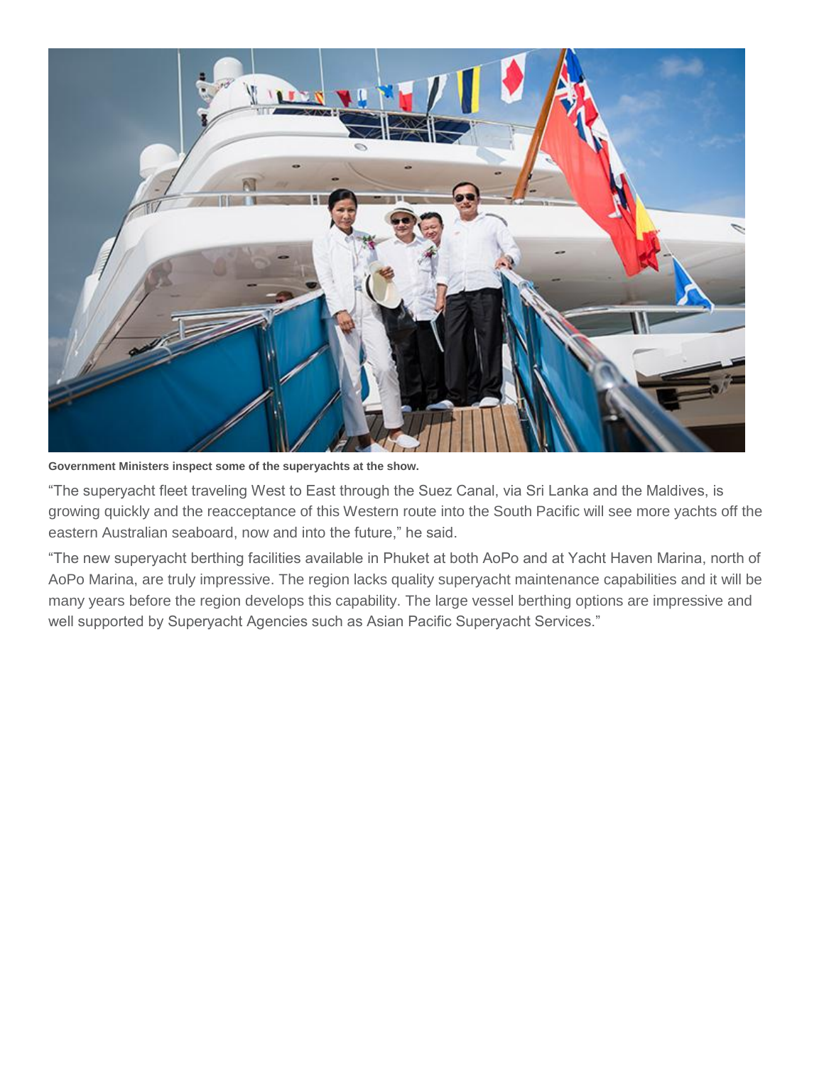**Government Ministers inspect some of the superyachts at the show.**

“The superyacht fleet traveling West to East through the Suez Canal, via Sri Lanka and the Maldives, is growing quickly and the reacceptance of this Western route into the South Pacific will see more yachts off the eastern Australian seaboard, now and into the future,” he said.

“The new superyacht berthing facilities available in Phuket at both AoPo and at Yacht Haven Marina, north of AoPo Marina, are truly impressive. The region lacks quality superyacht maintenance capabilities and it will be many years before the region develops this capability. The large vessel berthing options are impressive and well supported by Superyacht Agencies such as Asian Pacific Superyacht Services.”